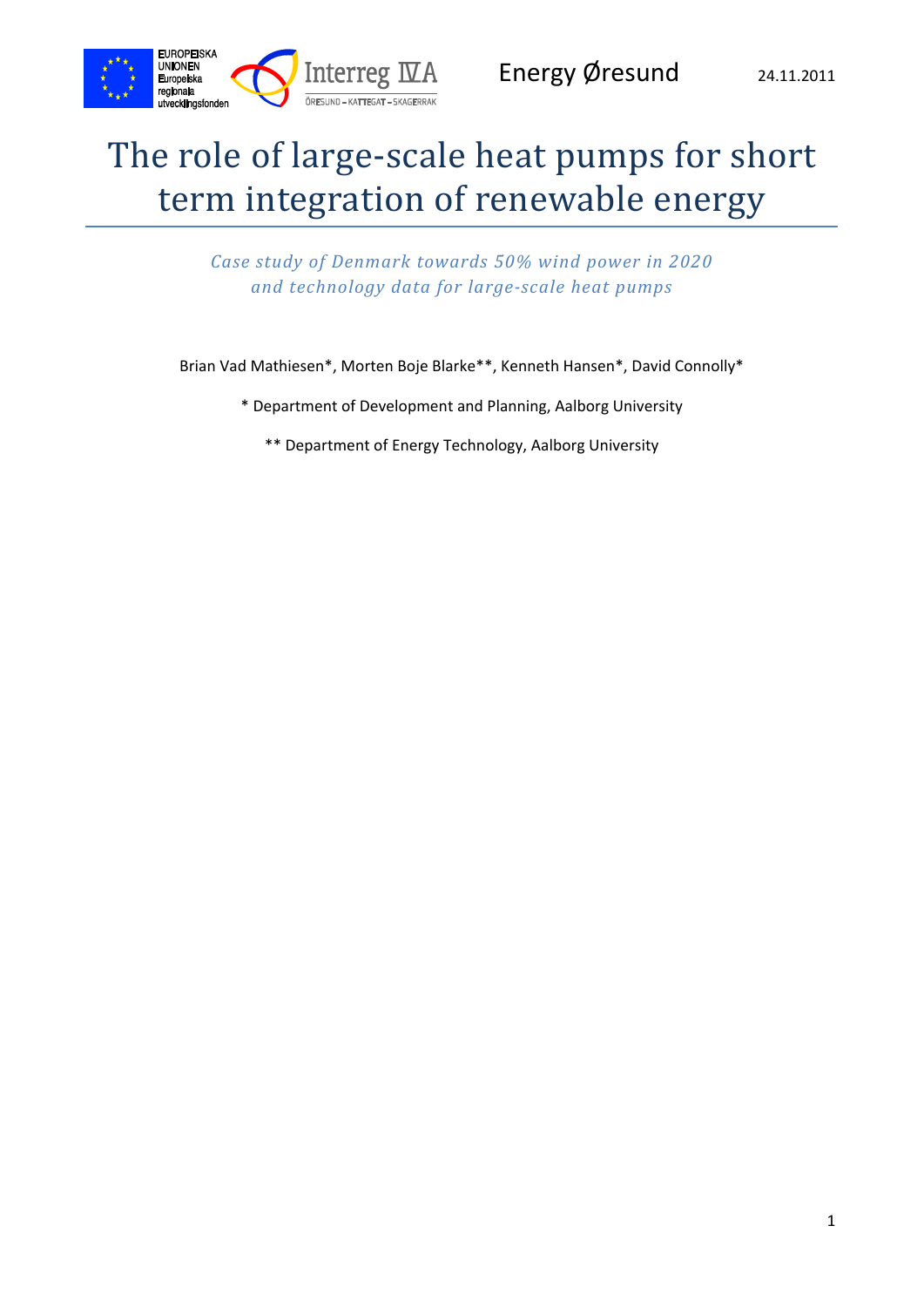Energy Øresund 24.11.2011

# The role of large-scale heat pumps for short term integration of renewable energy

*Case study of Denmark towards 50% wind power in 2020 and technology data for large-scale heat pumps*

Brian Vad Mathiesen*, Morten Boje Blarke**, Kenneth Hansen*, David Connolly*

* Department of Development and Planning, Aalborg University

** Department of Energy Technology, Aalborg University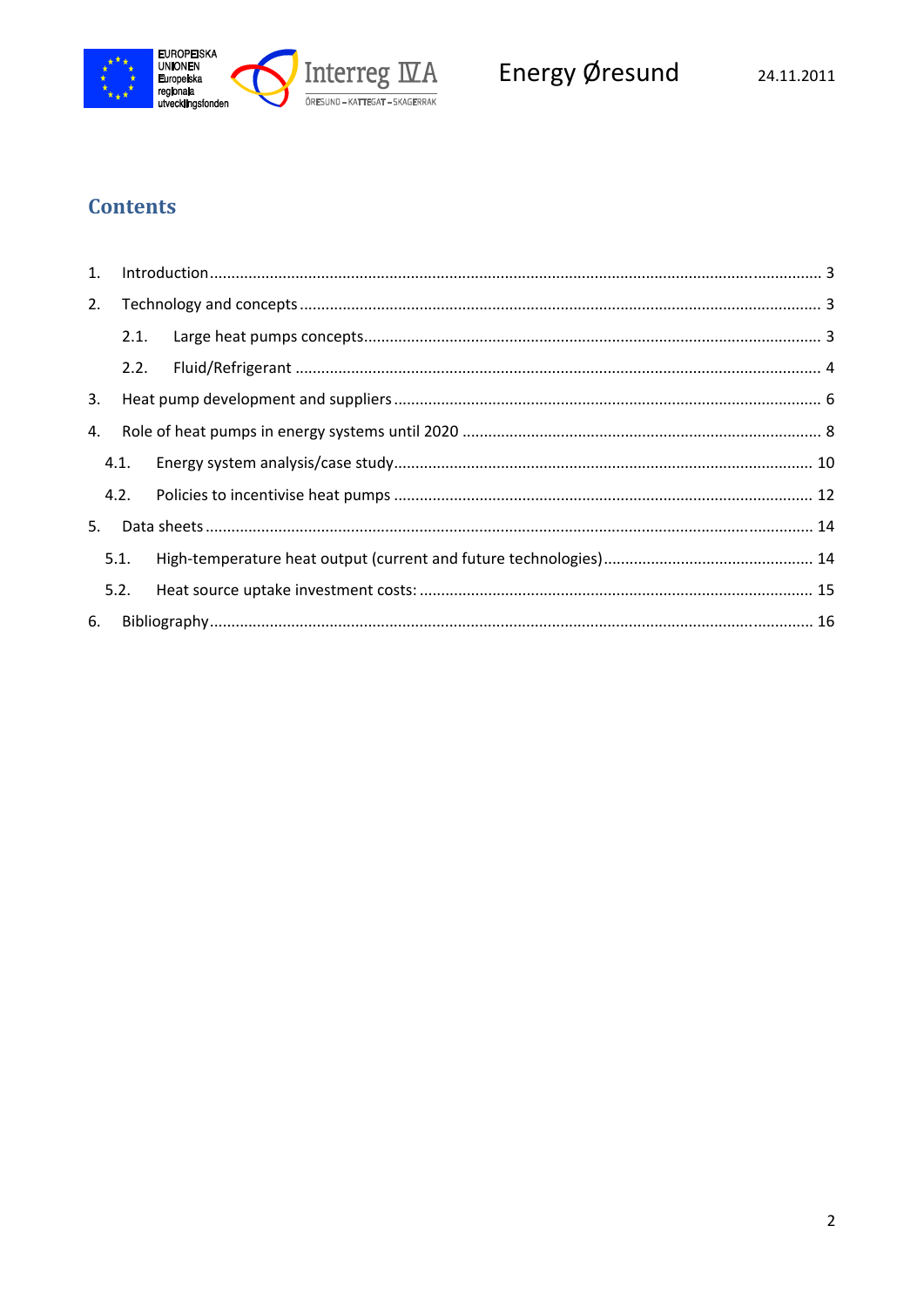# Contents

1. Introduction ........ 3
2. Technology and concepts ........ 3
    2.1. Large heat pumps concepts ........ 3
    2.2. Fluid/Refrigerant ........ 4
3. Heat pump development and suppliers ........ 6
4. Role of heat pumps in energy systems until 2020 ........ 8
    4.1. Energy system analysis/case study ........ 10
    4.2. Policies to incentivise heat pumps ........ 12
5. Data sheets ........ 14
    5.1. High-temperature heat output (current and future technologies) ........ 14
    5.2. Heat source uptake investment costs: ........ 15
6. Bibliography ........ 16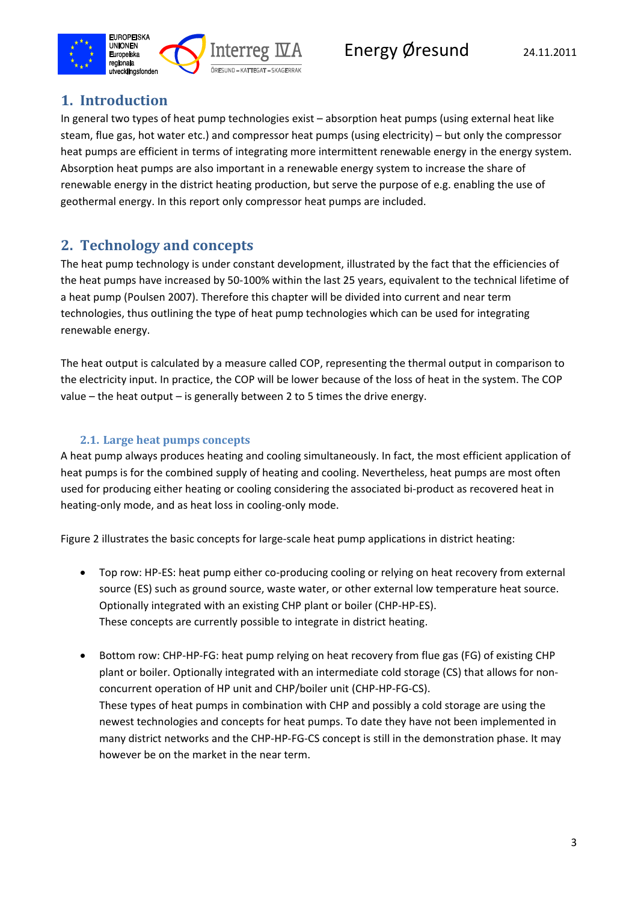## 1. Introduction

In general two types of heat pump technologies exist – absorption heat pumps (using external heat like steam, flue gas, hot water etc.) and compressor heat pumps (using electricity) – but only the compressor heat pumps are efficient in terms of integrating more intermittent renewable energy in the energy system. Absorption heat pumps are also important in a renewable energy system to increase the share of renewable energy in the district heating production, but serve the purpose of e.g. enabling the use of geothermal energy. In this report only compressor heat pumps are included.

## 2. Technology and concepts

The heat pump technology is under constant development, illustrated by the fact that the efficiencies of the heat pumps have increased by 50-100% within the last 25 years, equivalent to the technical lifetime of a heat pump (Poulsen 2007). Therefore this chapter will be divided into current and near term technologies, thus outlining the type of heat pump technologies which can be used for integrating renewable energy.

The heat output is calculated by a measure called COP, representing the thermal output in comparison to the electricity input. In practice, the COP will be lower because of the loss of heat in the system. The COP value – the heat output – is generally between 2 to 5 times the drive energy.

### 2.1. Large heat pumps concepts

A heat pump always produces heating and cooling simultaneously. In fact, the most efficient application of heat pumps is for the combined supply of heating and cooling. Nevertheless, heat pumps are most often used for producing either heating or cooling considering the associated bi-product as recovered heat in heating-only mode, and as heat loss in cooling-only mode.

Figure 2 illustrates the basic concepts for large-scale heat pump applications in district heating:

- Top row: HP-ES: heat pump either co-producing cooling or relying on heat recovery from external source (ES) such as ground source, waste water, or other external low temperature heat source. Optionally integrated with an existing CHP plant or boiler (CHP-HP-ES).
  These concepts are currently possible to integrate in district heating.

- Bottom row: CHP-HP-FG: heat pump relying on heat recovery from flue gas (FG) of existing CHP plant or boiler. Optionally integrated with an intermediate cold storage (CS) that allows for non-concurrent operation of HP unit and CHP/boiler unit (CHP-HP-FG-CS).
  These types of heat pumps in combination with CHP and possibly a cold storage are using the newest technologies and concepts for heat pumps. To date they have not been implemented in many district networks and the CHP-HP-FG-CS concept is still in the demonstration phase. It may however be on the market in the near term.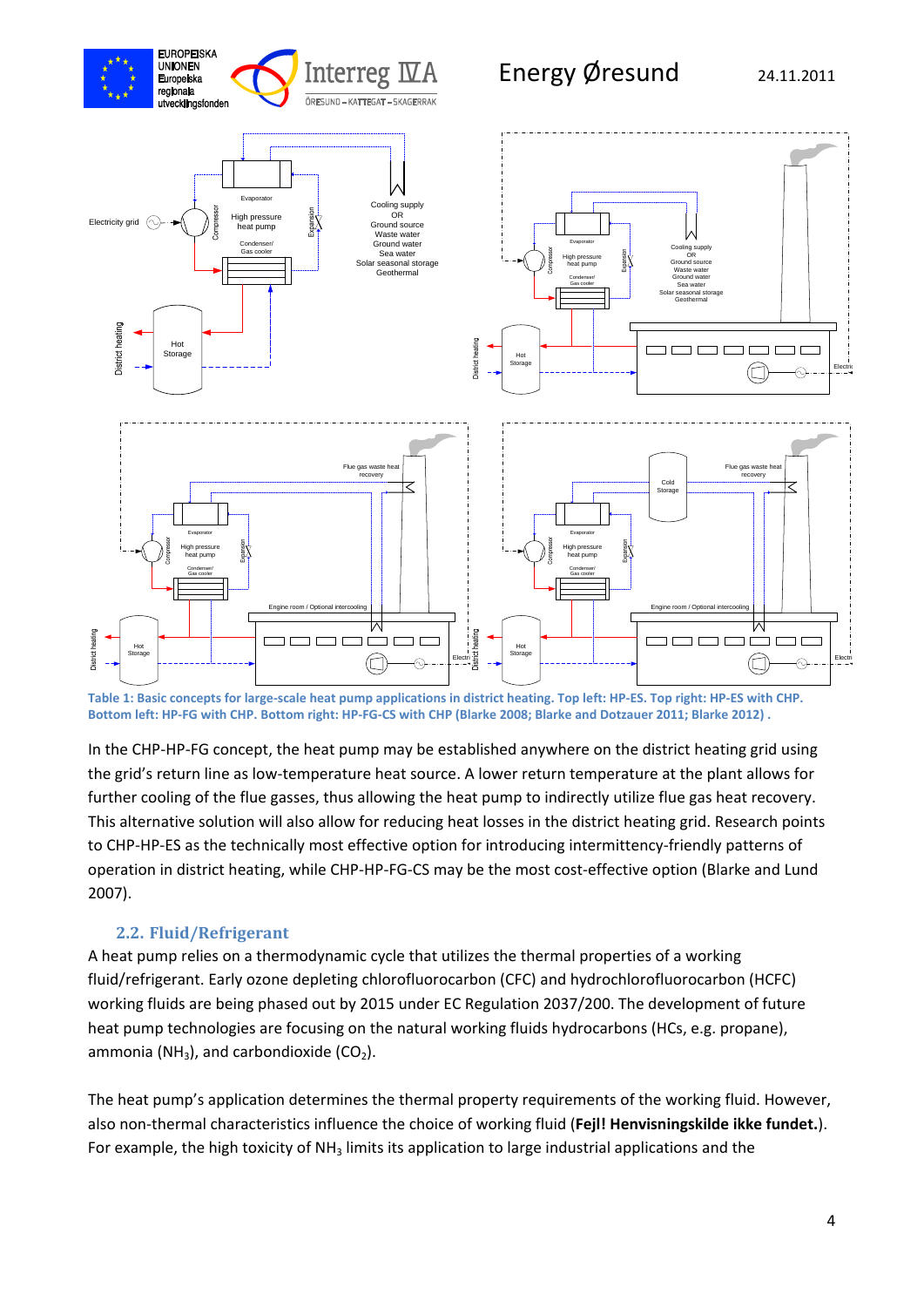Table 1: Basic concepts for large-scale heat pump applications in district heating. Top left: HP-ES. Top right: HP-ES with CHP. Bottom left: HP-FG with CHP. Bottom right: HP-FG-CS with CHP (Blarke 2008; Blarke and Dotzauer 2011; Blarke 2012) .

In the CHP-HP-FG concept, the heat pump may be established anywhere on the district heating grid using the grid's return line as low-temperature heat source. A lower return temperature at the plant allows for further cooling of the flue gasses, thus allowing the heat pump to indirectly utilize flue gas heat recovery. This alternative solution will also allow for reducing heat losses in the district heating grid. Research points to CHP-HP-ES as the technically most effective option for introducing intermittency-friendly patterns of operation in district heating, while CHP-HP-FG-CS may be the most cost-effective option (Blarke and Lund 2007).

## 2.2. Fluid/Refrigerant

A heat pump relies on a thermodynamic cycle that utilizes the thermal properties of a working fluid/refrigerant. Early ozone depleting chlorofluorocarbon (CFC) and hydrochlorofluorocarbon (HCFC) working fluids are being phased out by 2015 under EC Regulation 2037/200. The development of future heat pump technologies are focusing on the natural working fluids hydrocarbons (HCs, e.g. propane), ammonia ($NH_3$), and carbondioxide ($CO_2$).

The heat pump's application determines the thermal property requirements of the working fluid. However, also non-thermal characteristics influence the choice of working fluid (**Fejl! Henvisningskilde ikke fundet.**). For example, the high toxicity of $NH_3$ limits its application to large industrial applications and the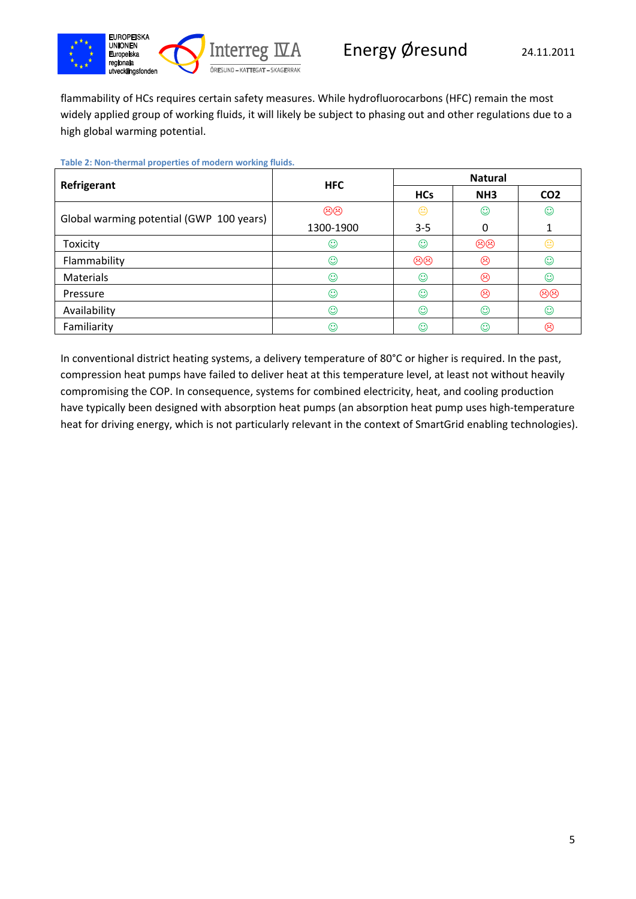flammability of HCs requires certain safety measures. While hydrofluorocarbons (HFC) remain the most widely applied group of working fluids, it will likely be subject to phasing out and other regulations due to a high global warming potential.

Table 2: Non-thermal properties of modern working fluids.

| Refrigerant | HFC | Natural | | |
|---|---|---|---|---|
| | | HCs | NH3 | CO2 |
| Global warming potential (GWP 100 years) | ☹☹ 1300-1900 | 😐 3-5 | ☺ 0 | ☺ 1 |
| Toxicity | ☺ | ☺ | ☹☹ | 😐 |
| Flammability | ☺ | ☹☹ | ☹ | ☺ |
| Materials | ☺ | ☺ | ☹ | ☺ |
| Pressure | ☺ | ☺ | ☹ | ☹☹ |
| Availability | ☺ | ☺ | ☺ | ☺ |
| Familiarity | ☺ | ☺ | ☺ | ☹ |

In conventional district heating systems, a delivery temperature of 80°C or higher is required. In the past, compression heat pumps have failed to deliver heat at this temperature level, at least not without heavily compromising the COP. In consequence, systems for combined electricity, heat, and cooling production have typically been designed with absorption heat pumps (an absorption heat pump uses high-temperature heat for driving energy, which is not particularly relevant in the context of SmartGrid enabling technologies).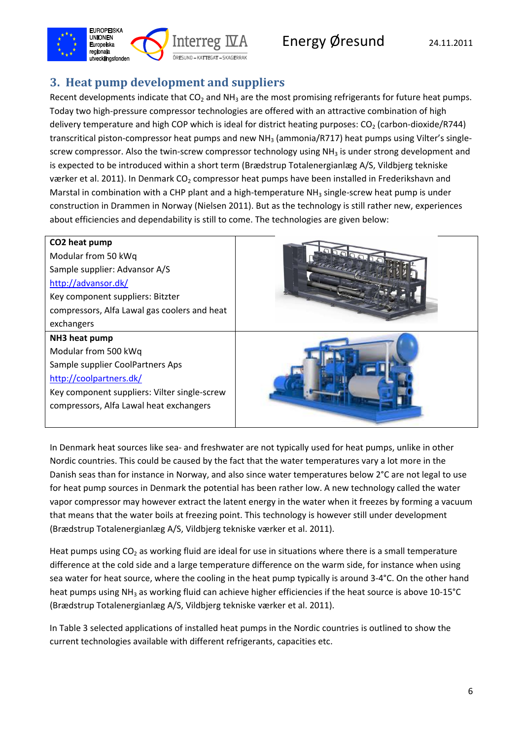## 3. Heat pump development and suppliers

Recent developments indicate that $CO_2$ and $NH_3$ are the most promising refrigerants for future heat pumps. Today two high-pressure compressor technologies are offered with an attractive combination of high delivery temperature and high COP which is ideal for district heating purposes: $CO_2$ (carbon-dioxide/R744) transcritical piston-compressor heat pumps and new $NH_3$ (ammonia/R717) heat pumps using Vilter's single-screw compressor. Also the twin-screw compressor technology using $NH_3$ is under strong development and is expected to be introduced within a short term (Brædstrup Totalenergianlæg A/S, Vildbjerg tekniske værker et al. 2011). In Denmark $CO_2$ compressor heat pumps have been installed in Frederikshavn and Marstal in combination with a CHP plant and a high-temperature $NH_3$ single-screw heat pump is under construction in Drammen in Norway (Nielsen 2011). But as the technology is still rather new, experiences about efficiencies and dependability is still to come. The technologies are given below:

| | |
|---|---|
| **CO2 heat pump**<br>Modular from 50 kWq<br>Sample supplier: Advansor A/S<br>http://advansor.dk/<br>Key component suppliers: Bitzter compressors, Alfa Lawal gas coolers and heat exchangers | |
| **NH3 heat pump**<br>Modular from 500 kWq<br>Sample supplier CoolPartners Aps<br>http://coolpartners.dk/<br>Key component suppliers: Vilter single-screw compressors, Alfa Lawal heat exchangers | |

In Denmark heat sources like sea- and freshwater are not typically used for heat pumps, unlike in other Nordic countries. This could be caused by the fact that the water temperatures vary a lot more in the Danish seas than for instance in Norway, and also since water temperatures below 2°C are not legal to use for heat pump sources in Denmark the potential has been rather low. A new technology called the water vapor compressor may however extract the latent energy in the water when it freezes by forming a vacuum that means that the water boils at freezing point. This technology is however still under development (Brædstrup Totalenergianlæg A/S, Vildbjerg tekniske værker et al. 2011).

Heat pumps using $CO_2$ as working fluid are ideal for use in situations where there is a small temperature difference at the cold side and a large temperature difference on the warm side, for instance when using sea water for heat source, where the cooling in the heat pump typically is around 3-4°C. On the other hand heat pumps using $NH_3$ as working fluid can achieve higher efficiencies if the heat source is above 10-15°C (Brædstrup Totalenergianlæg A/S, Vildbjerg tekniske værker et al. 2011).

In Table 3 selected applications of installed heat pumps in the Nordic countries is outlined to show the current technologies available with different refrigerants, capacities etc.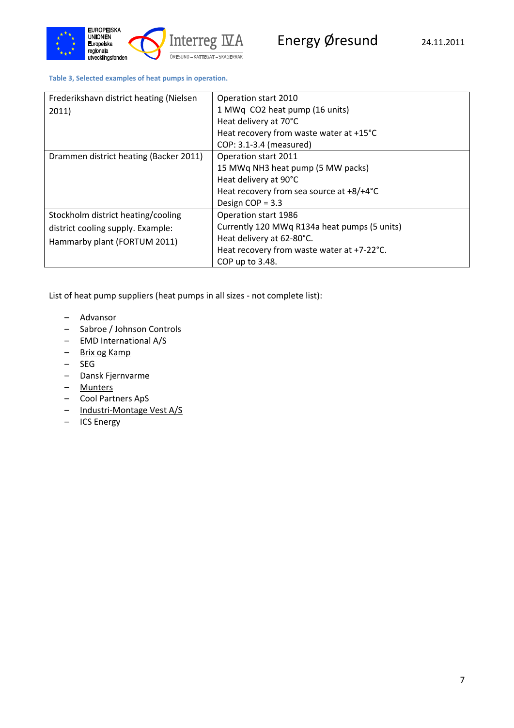**Table 3, Selected examples of heat pumps in operation.**

| | |
|---|---|
| Frederikshavn district heating (Nielsen 2011) | Operation start 2010<br>1 MWq $CO_2$ heat pump (16 units)<br>Heat delivery at 70°C<br>Heat recovery from waste water at +15°C<br>COP: 3.1-3.4 (measured) |
| Drammen district heating (Backer 2011) | Operation start 2011<br>15 MWq $NH_3$ heat pump (5 MW packs)<br>Heat delivery at 90°C<br>Heat recovery from sea source at +8/+4°C<br>Design COP = 3.3 |
| Stockholm district heating/cooling district cooling supply. Example: Hammarby plant (FORTUM 2011) | Operation start 1986<br>Currently 120 MWq R134a heat pumps (5 units)<br>Heat delivery at 62-80°C.<br>Heat recovery from waste water at +7-22°C.<br>COP up to 3.48. |

List of heat pump suppliers (heat pumps in all sizes - not complete list):

- Advansor
- Sabroe / Johnson Controls
- EMD International A/S
- Brix og Kamp
- SEG
- Dansk Fjernvarme
- Munters
- Cool Partners ApS
- Industri-Montage Vest A/S
- ICS Energy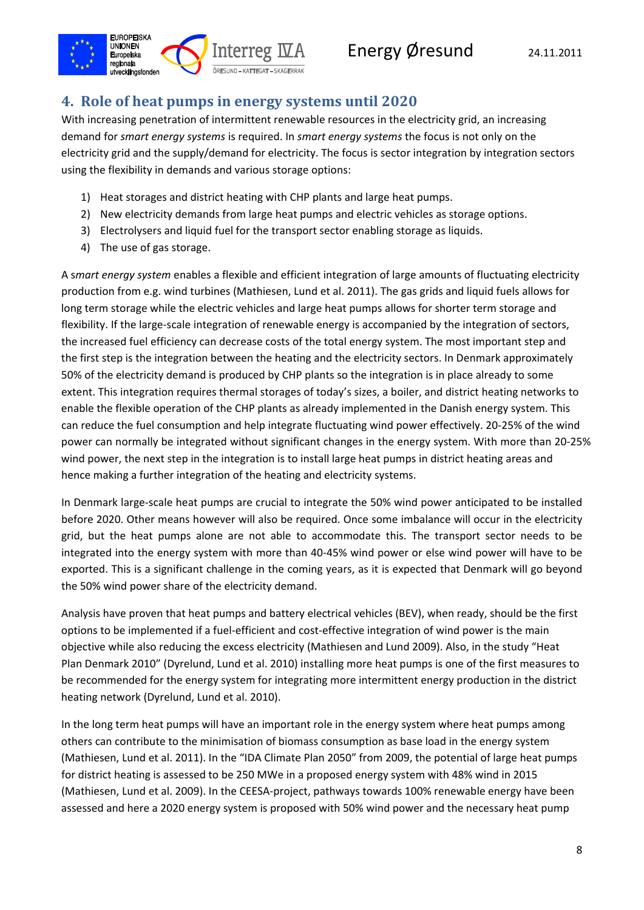## 4. Role of heat pumps in energy systems until 2020

With increasing penetration of intermittent renewable resources in the electricity grid, an increasing demand for *smart energy systems* is required. In *smart energy systems* the focus is not only on the electricity grid and the supply/demand for electricity. The focus is sector integration by integration sectors using the flexibility in demands and various storage options:

1) Heat storages and district heating with CHP plants and large heat pumps.
2) New electricity demands from large heat pumps and electric vehicles as storage options.
3) Electrolysers and liquid fuel for the transport sector enabling storage as liquids.
4) The use of gas storage.

A s*mart energy system* enables a flexible and efficient integration of large amounts of fluctuating electricity production from e.g. wind turbines (Mathiesen, Lund et al. 2011). The gas grids and liquid fuels allows for long term storage while the electric vehicles and large heat pumps allows for shorter term storage and flexibility. If the large-scale integration of renewable energy is accompanied by the integration of sectors, the increased fuel efficiency can decrease costs of the total energy system. The most important step and the first step is the integration between the heating and the electricity sectors. In Denmark approximately 50% of the electricity demand is produced by CHP plants so the integration is in place already to some extent. This integration requires thermal storages of today's sizes, a boiler, and district heating networks to enable the flexible operation of the CHP plants as already implemented in the Danish energy system. This can reduce the fuel consumption and help integrate fluctuating wind power effectively. 20-25% of the wind power can normally be integrated without significant changes in the energy system. With more than 20-25% wind power, the next step in the integration is to install large heat pumps in district heating areas and hence making a further integration of the heating and electricity systems.

In Denmark large-scale heat pumps are crucial to integrate the 50% wind power anticipated to be installed before 2020. Other means however will also be required. Once some imbalance will occur in the electricity grid, but the heat pumps alone are not able to accommodate this. The transport sector needs to be integrated into the energy system with more than 40-45% wind power or else wind power will have to be exported. This is a significant challenge in the coming years, as it is expected that Denmark will go beyond the 50% wind power share of the electricity demand.

Analysis have proven that heat pumps and battery electrical vehicles (BEV), when ready, should be the first options to be implemented if a fuel-efficient and cost-effective integration of wind power is the main objective while also reducing the excess electricity (Mathiesen and Lund 2009). Also, in the study "Heat Plan Denmark 2010" (Dyrelund, Lund et al. 2010) installing more heat pumps is one of the first measures to be recommended for the energy system for integrating more intermittent energy production in the district heating network (Dyrelund, Lund et al. 2010).

In the long term heat pumps will have an important role in the energy system where heat pumps among others can contribute to the minimisation of biomass consumption as base load in the energy system (Mathiesen, Lund et al. 2011). In the "IDA Climate Plan 2050" from 2009, the potential of large heat pumps for district heating is assessed to be 250 MWe in a proposed energy system with 48% wind in 2015 (Mathiesen, Lund et al. 2009). In the CEESA-project, pathways towards 100% renewable energy have been assessed and here a 2020 energy system is proposed with 50% wind power and the necessary heat pump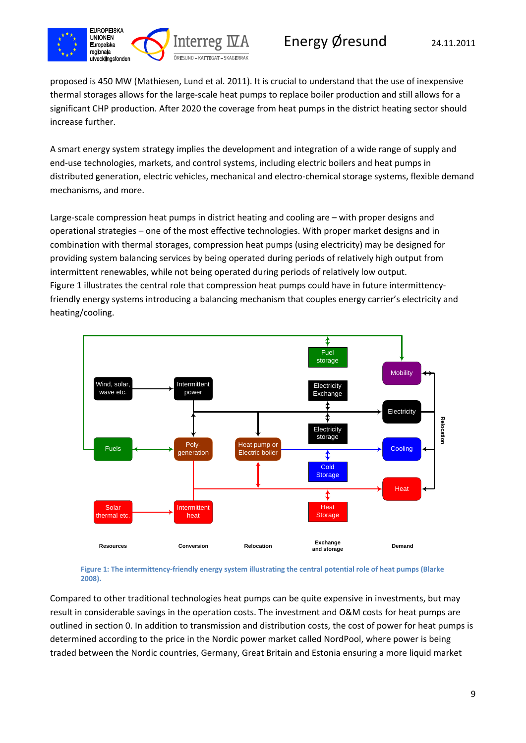proposed is 450 MW (Mathiesen, Lund et al. 2011). It is crucial to understand that the use of inexpensive thermal storages allows for the large-scale heat pumps to replace boiler production and still allows for a significant CHP production. After 2020 the coverage from heat pumps in the district heating sector should increase further.

A smart energy system strategy implies the development and integration of a wide range of supply and end-use technologies, markets, and control systems, including electric boilers and heat pumps in distributed generation, electric vehicles, mechanical and electro-chemical storage systems, flexible demand mechanisms, and more.

Large-scale compression heat pumps in district heating and cooling are – with proper designs and operational strategies – one of the most effective technologies. With proper market designs and in combination with thermal storages, compression heat pumps (using electricity) may be designed for providing system balancing services by being operated during periods of relatively high output from intermittent renewables, while not being operated during periods of relatively low output.
Figure 1 illustrates the central role that compression heat pumps could have in future intermittency-friendly energy systems introducing a balancing mechanism that couples energy carrier's electricity and heating/cooling.

**Figure 1: The intermittency-friendly energy system illustrating the central potential role of heat pumps (Blarke 2008).**

Compared to other traditional technologies heat pumps can be quite expensive in investments, but may result in considerable savings in the operation costs. The investment and O&M costs for heat pumps are outlined in section 0. In addition to transmission and distribution costs, the cost of power for heat pumps is determined according to the price in the Nordic power market called NordPool, where power is being traded between the Nordic countries, Germany, Great Britain and Estonia ensuring a more liquid market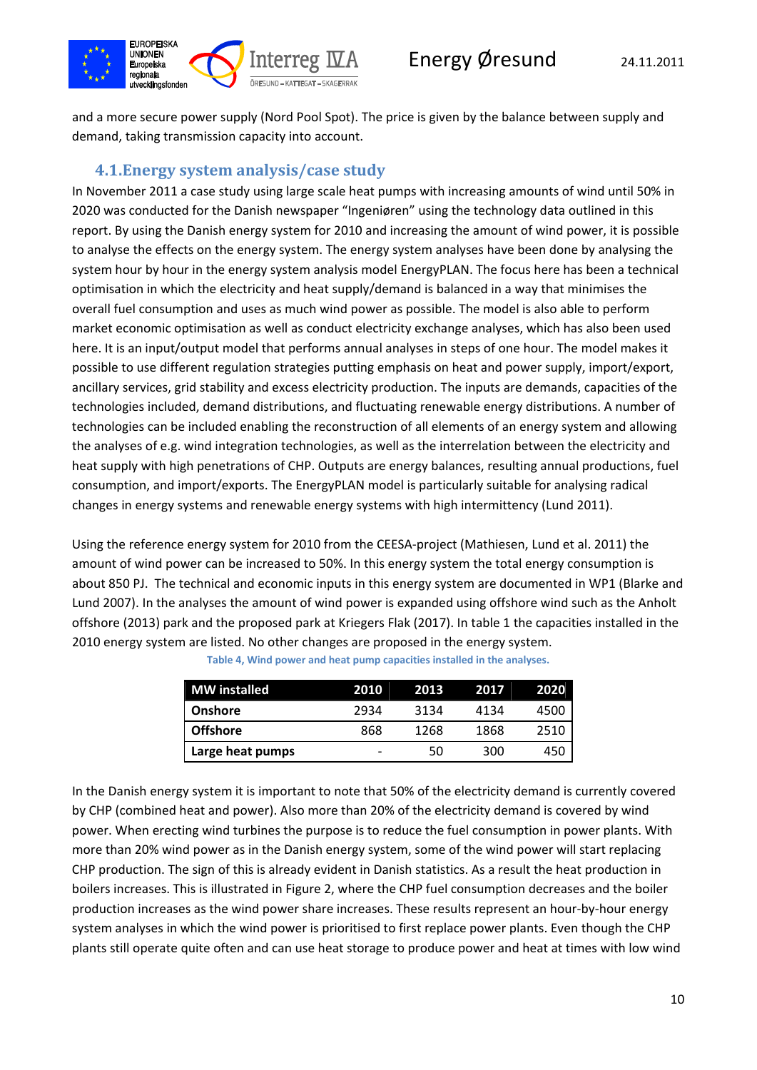and a more secure power supply (Nord Pool Spot). The price is given by the balance between supply and demand, taking transmission capacity into account.

## 4.1. Energy system analysis/case study

In November 2011 a case study using large scale heat pumps with increasing amounts of wind until 50% in 2020 was conducted for the Danish newspaper “Ingeniøren” using the technology data outlined in this report. By using the Danish energy system for 2010 and increasing the amount of wind power, it is possible to analyse the effects on the energy system. The energy system analyses have been done by analysing the system hour by hour in the energy system analysis model EnergyPLAN. The focus here has been a technical optimisation in which the electricity and heat supply/demand is balanced in a way that minimises the overall fuel consumption and uses as much wind power as possible. The model is also able to perform market economic optimisation as well as conduct electricity exchange analyses, which has also been used here. It is an input/output model that performs annual analyses in steps of one hour. The model makes it possible to use different regulation strategies putting emphasis on heat and power supply, import/export, ancillary services, grid stability and excess electricity production. The inputs are demands, capacities of the technologies included, demand distributions, and fluctuating renewable energy distributions. A number of technologies can be included enabling the reconstruction of all elements of an energy system and allowing the analyses of e.g. wind integration technologies, as well as the interrelation between the electricity and heat supply with high penetrations of CHP. Outputs are energy balances, resulting annual productions, fuel consumption, and import/exports. The EnergyPLAN model is particularly suitable for analysing radical changes in energy systems and renewable energy systems with high intermittency (Lund 2011).

Using the reference energy system for 2010 from the CEESA-project (Mathiesen, Lund et al. 2011) the amount of wind power can be increased to 50%. In this energy system the total energy consumption is about 850 PJ. The technical and economic inputs in this energy system are documented in WP1 (Blarke and Lund 2007). In the analyses the amount of wind power is expanded using offshore wind such as the Anholt offshore (2013) park and the proposed park at Kriegers Flak (2017). In table 1 the capacities installed in the 2010 energy system are listed. No other changes are proposed in the energy system.

Table 4, Wind power and heat pump capacities installed in the analyses.

| MW installed | 2010 | 2013 | 2017 | 2020 |
|---|---|---|---|---|
| **Onshore** | 2934 | 3134 | 4134 | 4500 |
| **Offshore** | 868 | 1268 | 1868 | 2510 |
| **Large heat pumps** | - | 50 | 300 | 450 |

In the Danish energy system it is important to note that 50% of the electricity demand is currently covered by CHP (combined heat and power). Also more than 20% of the electricity demand is covered by wind power. When erecting wind turbines the purpose is to reduce the fuel consumption in power plants. With more than 20% wind power as in the Danish energy system, some of the wind power will start replacing CHP production. The sign of this is already evident in Danish statistics. As a result the heat production in boilers increases. This is illustrated in Figure 2, where the CHP fuel consumption decreases and the boiler production increases as the wind power share increases. These results represent an hour-by-hour energy system analyses in which the wind power is prioritised to first replace power plants. Even though the CHP plants still operate quite often and can use heat storage to produce power and heat at times with low wind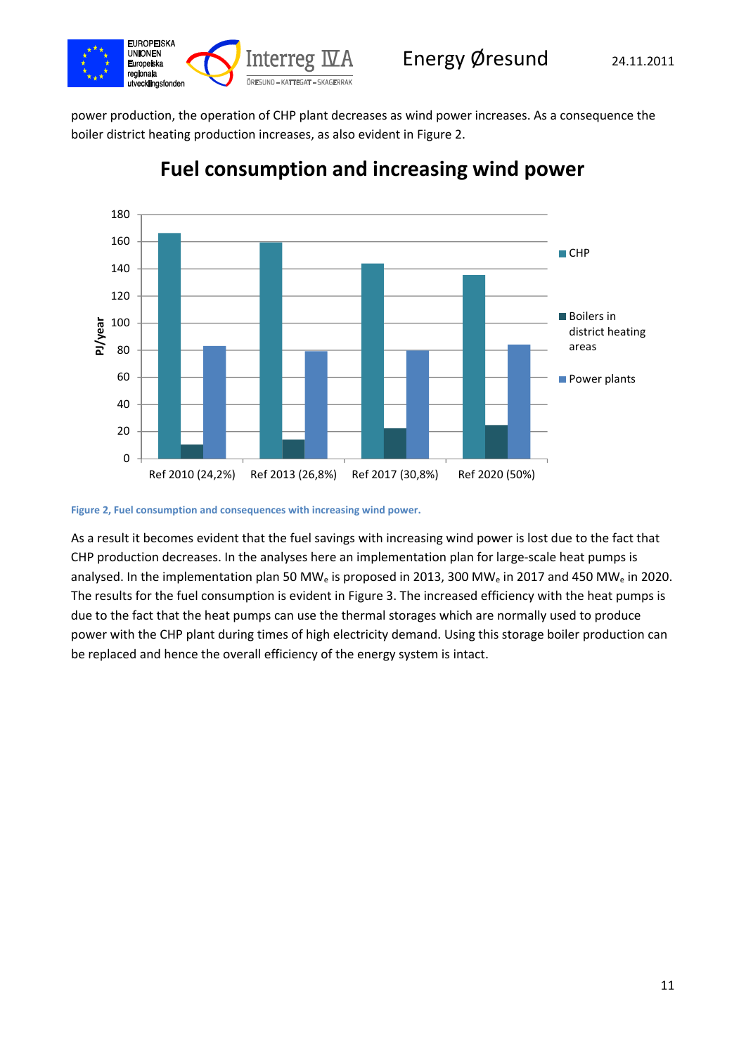power production, the operation of CHP plant decreases as wind power increases. As a consequence the boiler district heating production increases, as also evident in Figure 2.

Fuel consumption and increasing wind power

180
160
140
120
100
80
60
40
20
0

PJ/year

Ref 2010 (24,2%)
Ref 2013 (26,8%)
Ref 2017 (30,8%)
Ref 2020 (50%)

CHP
Boilers in district heating areas
Power plants

Figure 2, Fuel consumption and consequences with increasing wind power.

As a result it becomes evident that the fuel savings with increasing wind power is lost due to the fact that CHP production decreases. In the analyses here an implementation plan for large-scale heat pumps is analysed. In the implementation plan 50 $MW_e$ is proposed in 2013, 300 $MW_e$ in 2017 and 450 $MW_e$ in 2020. The results for the fuel consumption is evident in Figure 3. The increased efficiency with the heat pumps is due to the fact that the heat pumps can use the thermal storages which are normally used to produce power with the CHP plant during times of high electricity demand. Using this storage boiler production can be replaced and hence the overall efficiency of the energy system is intact.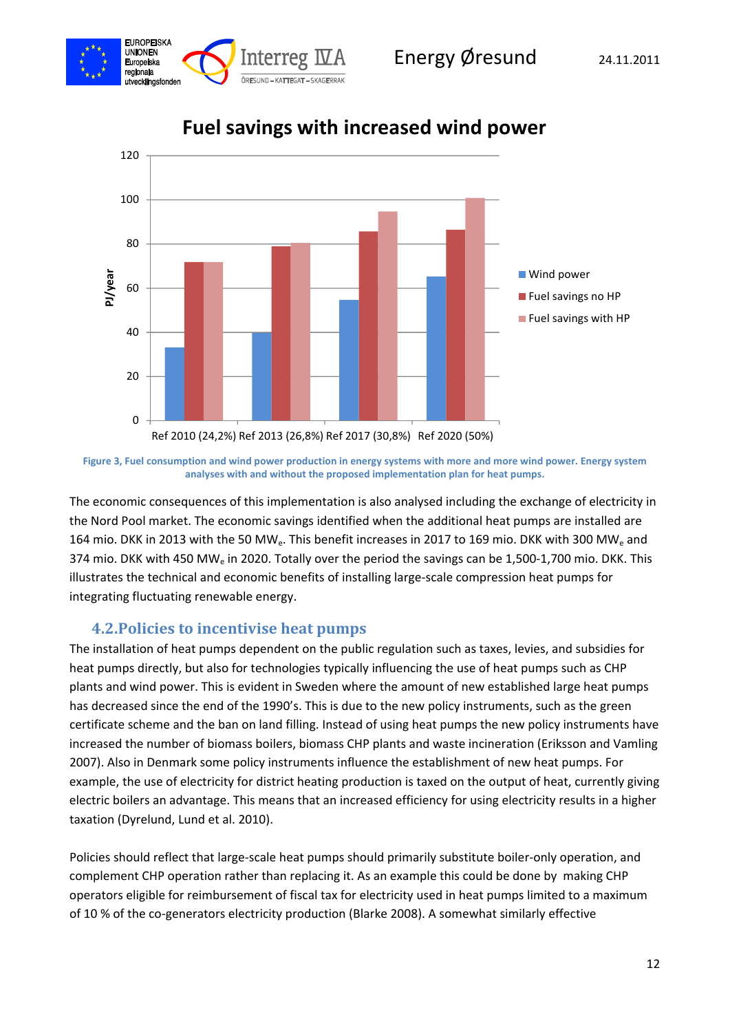## Fuel savings with increased wind power

| | Wind power | Fuel savings no HP | Fuel savings with HP |
|---|---|---|---|
| Ref 2010 (24,2%) | 33 | 72 | 72 |
| Ref 2013 (26,8%) | 40 | 79 | 80 |
| Ref 2017 (30,8%) | 55 | 86 | 95 |
| Ref 2020 (50%) | 65 | 86 | 101 |

Figure 3, Fuel consumption and wind power production in energy systems with more and more wind power. Energy system analyses with and without the proposed implementation plan for heat pumps.

The economic consequences of this implementation is also analysed including the exchange of electricity in the Nord Pool market. The economic savings identified when the additional heat pumps are installed are 164 mio. DKK in 2013 with the 50 $MW_e$. This benefit increases in 2017 to 169 mio. DKK with 300 $MW_e$ and 374 mio. DKK with 450 $MW_e$ in 2020. Totally over the period the savings can be 1,500-1,700 mio. DKK. This illustrates the technical and economic benefits of installing large-scale compression heat pumps for integrating fluctuating renewable energy.

### 4.2. Policies to incentivise heat pumps

The installation of heat pumps dependent on the public regulation such as taxes, levies, and subsidies for heat pumps directly, but also for technologies typically influencing the use of heat pumps such as CHP plants and wind power. This is evident in Sweden where the amount of new established large heat pumps has decreased since the end of the 1990's. This is due to the new policy instruments, such as the green certificate scheme and the ban on land filling. Instead of using heat pumps the new policy instruments have increased the number of biomass boilers, biomass CHP plants and waste incineration (Eriksson and Vamling 2007). Also in Denmark some policy instruments influence the establishment of new heat pumps. For example, the use of electricity for district heating production is taxed on the output of heat, currently giving electric boilers an advantage. This means that an increased efficiency for using electricity results in a higher taxation (Dyrelund, Lund et al. 2010).

Policies should reflect that large-scale heat pumps should primarily substitute boiler-only operation, and complement CHP operation rather than replacing it. As an example this could be done by making CHP operators eligible for reimbursement of fiscal tax for electricity used in heat pumps limited to a maximum of 10 % of the co-generators electricity production (Blarke 2008). A somewhat similarly effective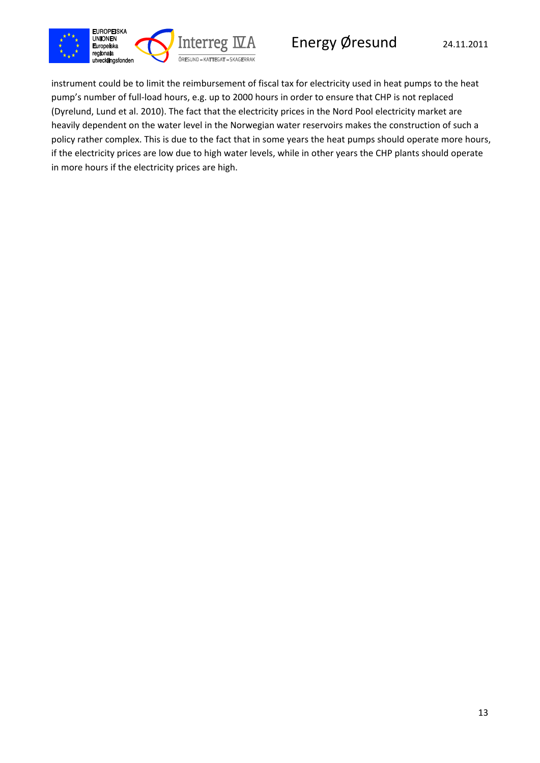instrument could be to limit the reimbursement of fiscal tax for electricity used in heat pumps to the heat pump's number of full-load hours, e.g. up to 2000 hours in order to ensure that CHP is not replaced (Dyrelund, Lund et al. 2010). The fact that the electricity prices in the Nord Pool electricity market are heavily dependent on the water level in the Norwegian water reservoirs makes the construction of such a policy rather complex. This is due to the fact that in some years the heat pumps should operate more hours, if the electricity prices are low due to high water levels, while in other years the CHP plants should operate in more hours if the electricity prices are high.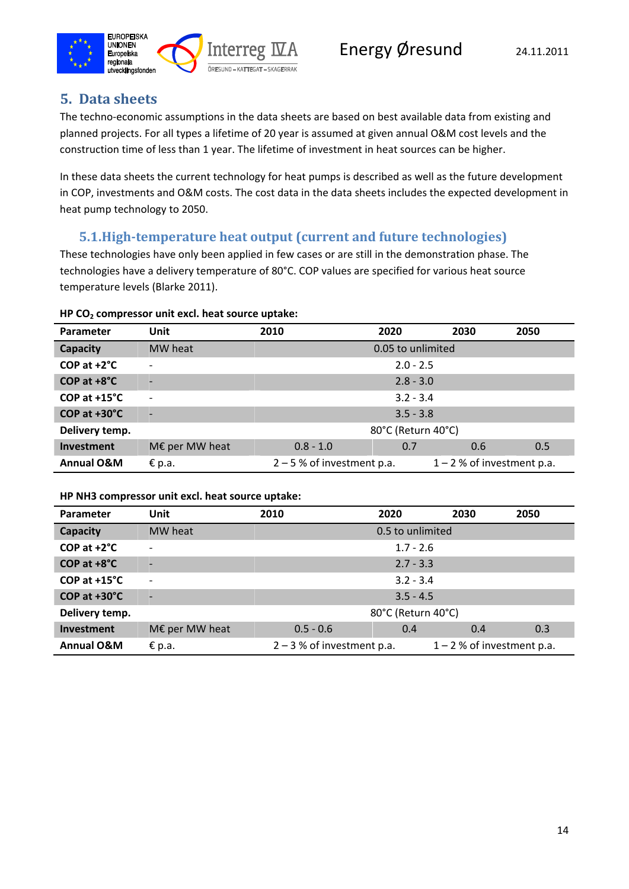## 5. Data sheets

The techno-economic assumptions in the data sheets are based on best available data from existing and planned projects. For all types a lifetime of 20 year is assumed at given annual O&M cost levels and the construction time of less than 1 year. The lifetime of investment in heat sources can be higher.

In these data sheets the current technology for heat pumps is described as well as the future development in COP, investments and O&M costs. The cost data in the data sheets includes the expected development in heat pump technology to 2050.

### 5.1. High-temperature heat output (current and future technologies)

These technologies have only been applied in few cases or are still in the demonstration phase. The technologies have a delivery temperature of 80°C. COP values are specified for various heat source temperature levels (Blarke 2011).

**HP $CO_2$ compressor unit excl. heat source uptake:**

| Parameter | Unit | 2010 | 2020 | 2030 | 2050 |
|---|---|---|---|---|---|
| **Capacity** | MW heat | 0.05 to unlimited | | | |
| **COP at +2°C** | - | 2.0 - 2.5 | | | |
| **COP at +8°C** | - | 2.8 - 3.0 | | | |
| **COP at +15°C** | - | 3.2 - 3.4 | | | |
| **COP at +30°C** | - | 3.5 - 3.8 | | | |
| **Delivery temp.** | | 80°C (Return 40°C) | | | |
| **Investment** | M€ per MW heat | 0.8 - 1.0 | 0.7 | 0.6 | 0.5 |
| **Annual O&M** | € p.a. | 2 – 5 % of investment p.a. | | 1 – 2 % of investment p.a. | |

**HP NH3 compressor unit excl. heat source uptake:**

| Parameter | Unit | 2010 | 2020 | 2030 | 2050 |
|---|---|---|---|---|---|
| **Capacity** | MW heat | 0.5 to unlimited | | | |
| **COP at +2°C** | - | 1.7 - 2.6 | | | |
| **COP at +8°C** | - | 2.7 - 3.3 | | | |
| **COP at +15°C** | - | 3.2 - 3.4 | | | |
| **COP at +30°C** | - | 3.5 - 4.5 | | | |
| **Delivery temp.** | | 80°C (Return 40°C) | | | |
| **Investment** | M€ per MW heat | 0.5 - 0.6 | 0.4 | 0.4 | 0.3 |
| **Annual O&M** | € p.a. | 2 – 3 % of investment p.a. | | 1 – 2 % of investment p.a. | |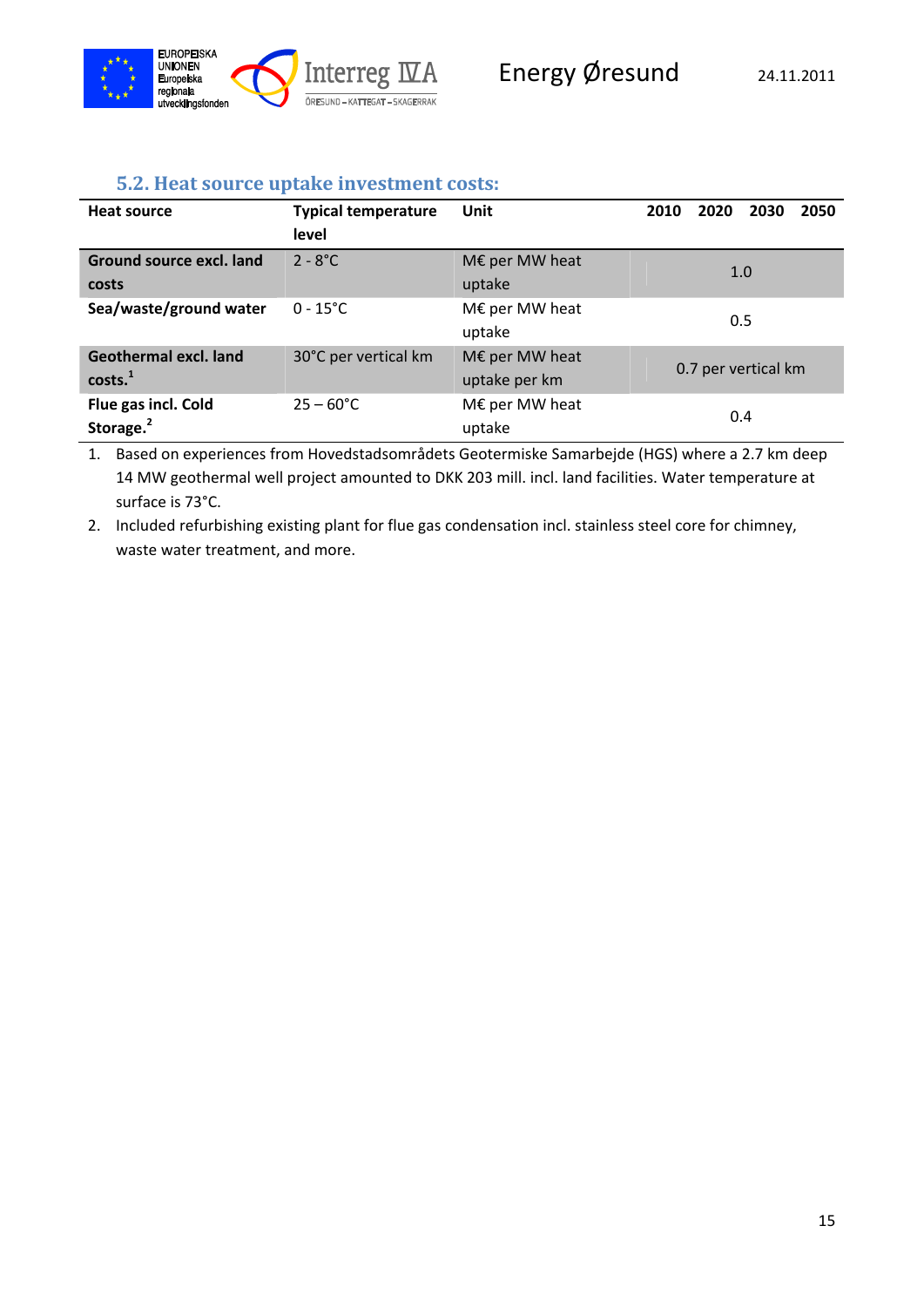## 5.2. Heat source uptake investment costs:

| Heat source | Typical temperature level | Unit | 2010 | 2020 | 2030 | 2050 |
|---|---|---|---|---|---|---|
| **Ground source excl. land costs** | 2 - 8°C | M€ per MW heat uptake | 1.0 | | | |
| **Sea/waste/ground water** | 0 - 15°C | M€ per MW heat uptake | 0.5 | | | |
| **Geothermal excl. land costs.[1]** | 30°C per vertical km | M€ per MW heat uptake per km | 0.7 per vertical km | | | |
| **Flue gas incl. Cold Storage.[2]** | 25 – 60°C | M€ per MW heat uptake | 0.4 | | | |

1. Based on experiences from Hovedstadsområdets Geotermiske Samarbejde (HGS) where a 2.7 km deep 14 MW geothermal well project amounted to DKK 203 mill. incl. land facilities. Water temperature at surface is 73°C.
2. Included refurbishing existing plant for flue gas condensation incl. stainless steel core for chimney, waste water treatment, and more.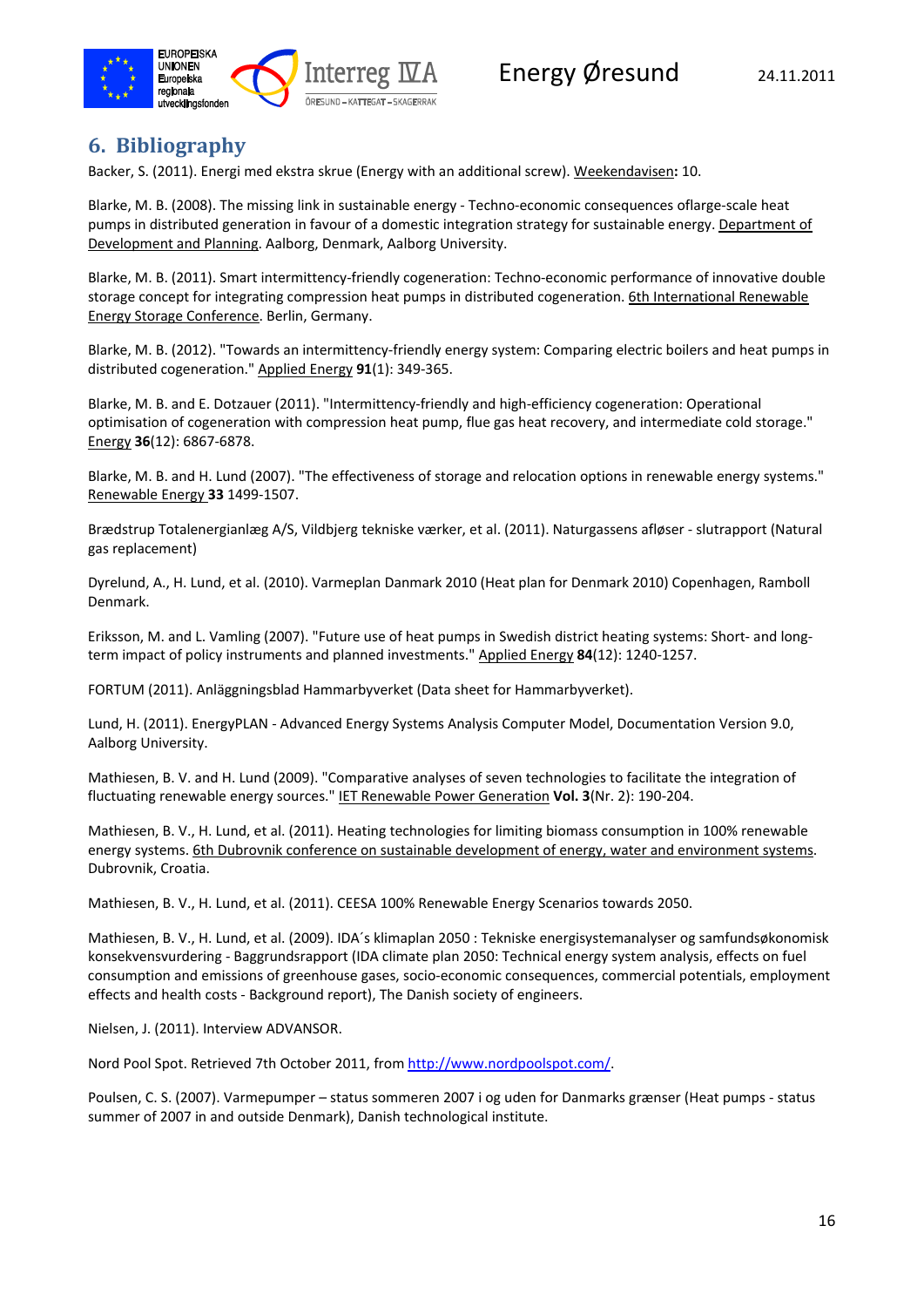## 6. Bibliography

Backer, S. (2011). Energi med ekstra skrue (Energy with an additional screw). Weekendavisen**:** 10.

Blarke, M. B. (2008). The missing link in sustainable energy - Techno-economic consequences oflarge-scale heat pumps in distributed generation in favour of a domestic integration strategy for sustainable energy. Department of Development and Planning. Aalborg, Denmark, Aalborg University.

Blarke, M. B. (2011). Smart intermittency-friendly cogeneration: Techno-economic performance of innovative double storage concept for integrating compression heat pumps in distributed cogeneration. 6th International Renewable Energy Storage Conference. Berlin, Germany.

Blarke, M. B. (2012). "Towards an intermittency-friendly energy system: Comparing electric boilers and heat pumps in distributed cogeneration." Applied Energy **91**(1): 349-365.

Blarke, M. B. and E. Dotzauer (2011). "Intermittency-friendly and high-efficiency cogeneration: Operational optimisation of cogeneration with compression heat pump, flue gas heat recovery, and intermediate cold storage." Energy **36**(12): 6867-6878.

Blarke, M. B. and H. Lund (2007). "The effectiveness of storage and relocation options in renewable energy systems." Renewable Energy **33** 1499-1507.

Brædstrup Totalenergianlæg A/S, Vildbjerg tekniske værker, et al. (2011). Naturgassens afløser - slutrapport (Natural gas replacement)

Dyrelund, A., H. Lund, et al. (2010). Varmeplan Danmark 2010 (Heat plan for Denmark 2010) Copenhagen, Ramboll Denmark.

Eriksson, M. and L. Vamling (2007). "Future use of heat pumps in Swedish district heating systems: Short- and long-term impact of policy instruments and planned investments." Applied Energy **84**(12): 1240-1257.

FORTUM (2011). Anläggningsblad Hammarbyverket (Data sheet for Hammarbyverket).

Lund, H. (2011). EnergyPLAN - Advanced Energy Systems Analysis Computer Model, Documentation Version 9.0, Aalborg University.

Mathiesen, B. V. and H. Lund (2009). "Comparative analyses of seven technologies to facilitate the integration of fluctuating renewable energy sources." IET Renewable Power Generation **Vol. 3**(Nr. 2): 190-204.

Mathiesen, B. V., H. Lund, et al. (2011). Heating technologies for limiting biomass consumption in 100% renewable energy systems. 6th Dubrovnik conference on sustainable development of energy, water and environment systems. Dubrovnik, Croatia.

Mathiesen, B. V., H. Lund, et al. (2011). CEESA 100% Renewable Energy Scenarios towards 2050.

Mathiesen, B. V., H. Lund, et al. (2009). IDA´s klimaplan 2050 : Tekniske energisystemanalyser og samfundsøkonomisk konsekvensvurdering - Baggrundsrapport (IDA climate plan 2050: Technical energy system analysis, effects on fuel consumption and emissions of greenhouse gases, socio-economic consequences, commercial potentials, employment effects and health costs - Background report), The Danish society of engineers.

Nielsen, J. (2011). Interview ADVANSOR.

Nord Pool Spot. Retrieved 7th October 2011, from http://www.nordpoolspot.com/.

Poulsen, C. S. (2007). Varmepumper – status sommeren 2007 i og uden for Danmarks grænser (Heat pumps - status summer of 2007 in and outside Denmark), Danish technological institute.